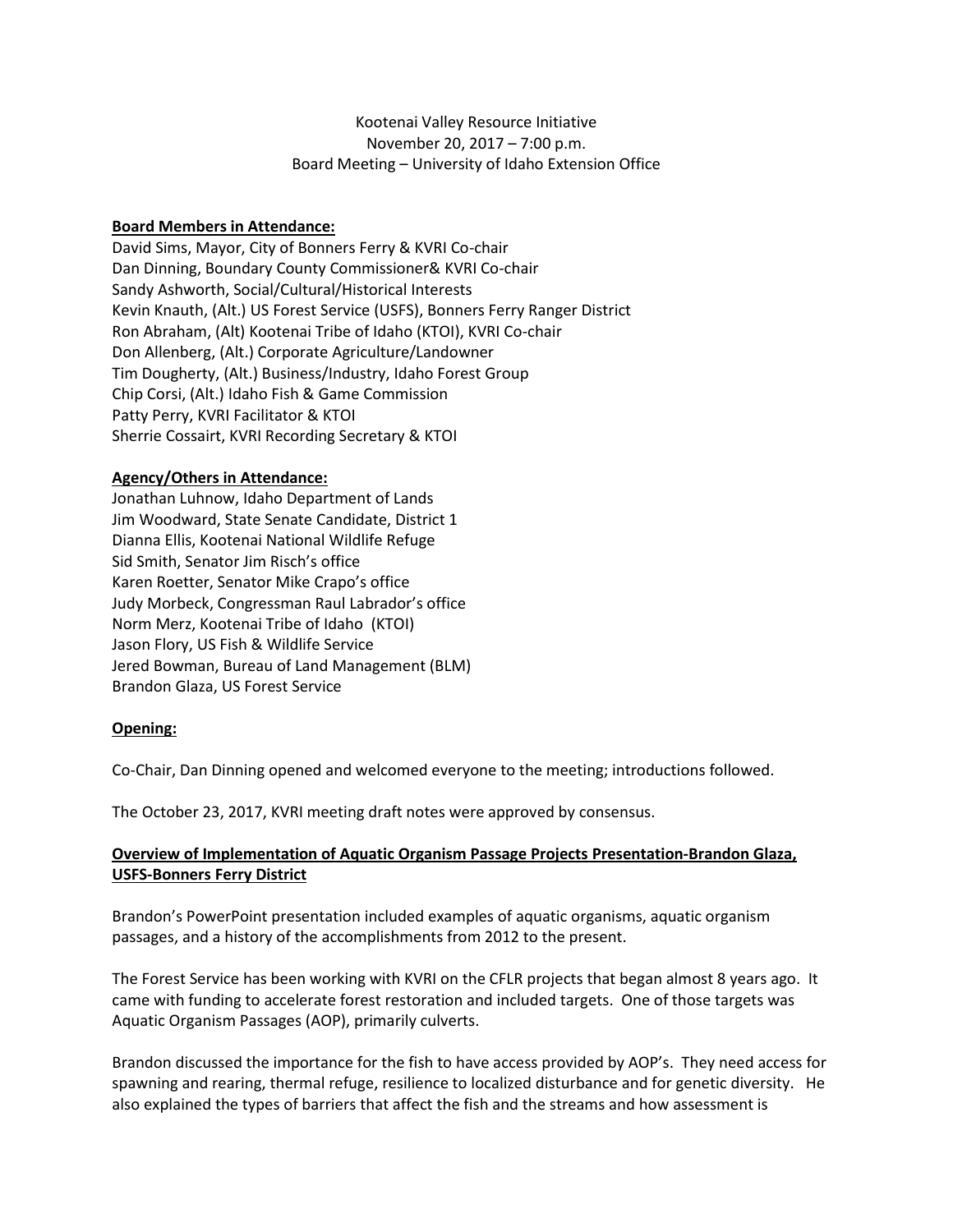Kootenai Valley Resource Initiative
November 20, 2017 – 7:00 p.m.
Board Meeting – University of Idaho Extension Office

**Board Members in Attendance:**

David Sims, Mayor, City of Bonners Ferry & KVRI Co-chair
Dan Dinning, Boundary County Commissioner& KVRI Co-chair
Sandy Ashworth, Social/Cultural/Historical Interests
Kevin Knauth, (Alt.) US Forest Service (USFS), Bonners Ferry Ranger District
Ron Abraham, (Alt) Kootenai Tribe of Idaho (KTOI), KVRI Co-chair
Don Allenberg, (Alt.) Corporate Agriculture/Landowner
Tim Dougherty, (Alt.) Business/Industry, Idaho Forest Group
Chip Corsi, (Alt.) Idaho Fish & Game Commission
Patty Perry, KVRI Facilitator & KTOI
Sherrie Cossairt, KVRI Recording Secretary & KTOI

**Agency/Others in Attendance:**

Jonathan Luhnow, Idaho Department of Lands
Jim Woodward, State Senate Candidate, District 1
Dianna Ellis, Kootenai National Wildlife Refuge
Sid Smith, Senator Jim Risch's office
Karen Roetter, Senator Mike Crapo's office
Judy Morbeck, Congressman Raul Labrador's office
Norm Merz, Kootenai Tribe of Idaho (KTOI)
Jason Flory, US Fish & Wildlife Service
Jered Bowman, Bureau of Land Management (BLM)
Brandon Glaza, US Forest Service

**Opening:**

Co-Chair, Dan Dinning opened and welcomed everyone to the meeting; introductions followed.

The October 23, 2017, KVRI meeting draft notes were approved by consensus.

**Overview of Implementation of Aquatic Organism Passage Projects Presentation-Brandon Glaza, USFS-Bonners Ferry District**

Brandon's PowerPoint presentation included examples of aquatic organisms, aquatic organism passages, and a history of the accomplishments from 2012 to the present.

The Forest Service has been working with KVRI on the CFLR projects that began almost 8 years ago. It came with funding to accelerate forest restoration and included targets. One of those targets was Aquatic Organism Passages (AOP), primarily culverts.

Brandon discussed the importance for the fish to have access provided by AOP's. They need access for spawning and rearing, thermal refuge, resilience to localized disturbance and for genetic diversity. He also explained the types of barriers that affect the fish and the streams and how assessment is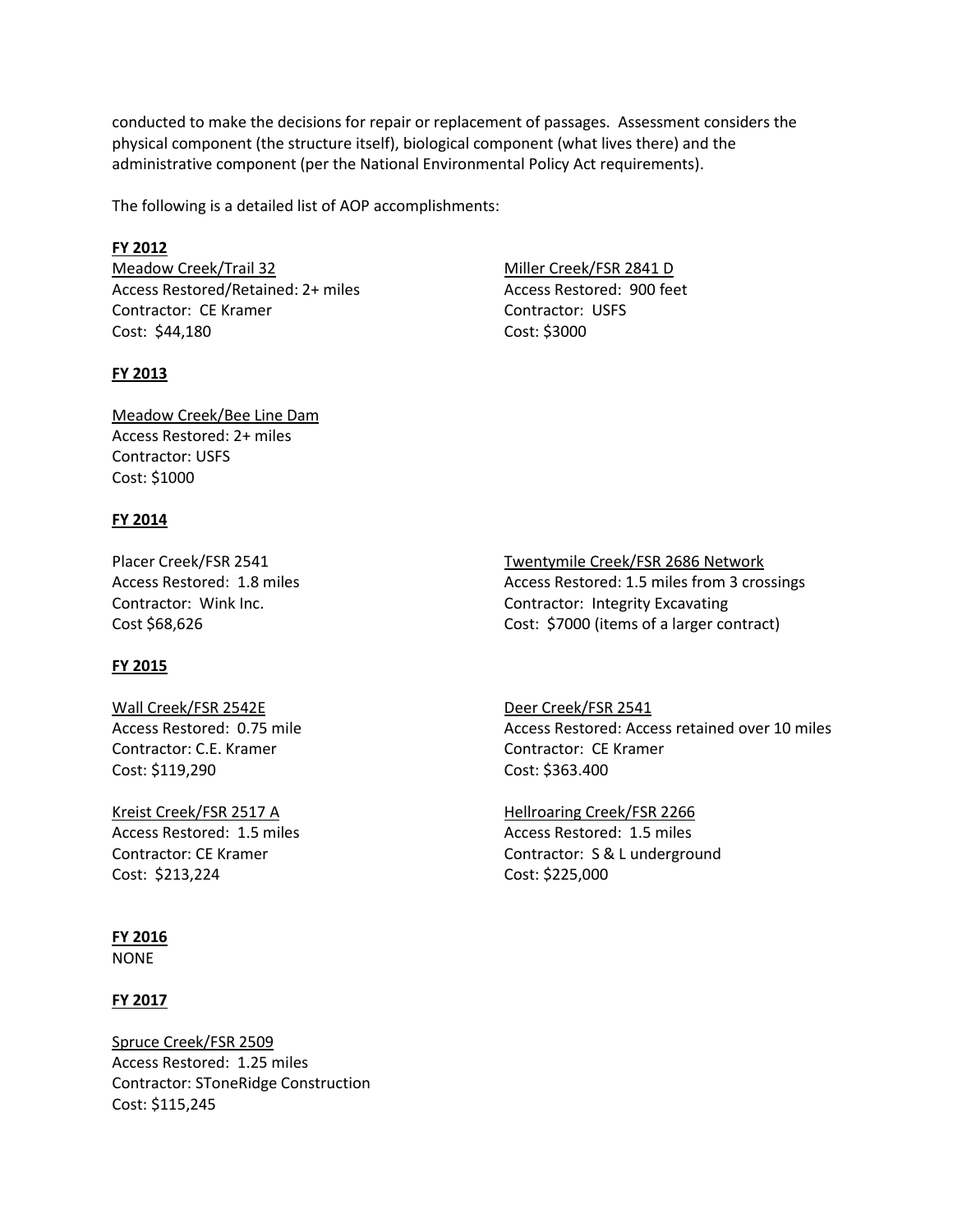conducted to make the decisions for repair or replacement of passages. Assessment considers the physical component (the structure itself), biological component (what lives there) and the administrative component (per the National Environmental Policy Act requirements).

The following is a detailed list of AOP accomplishments:

**FY 2012**

Meadow Creek/Trail 32
Access Restored/Retained: 2+ miles
Contractor: CE Kramer
Cost: $44,180

Miller Creek/FSR 2841 D
Access Restored: 900 feet
Contractor: USFS
Cost: $3000

**FY 2013**

Meadow Creek/Bee Line Dam
Access Restored: 2+ miles
Contractor: USFS
Cost: $1000

**FY 2014**

Placer Creek/FSR 2541
Access Restored: 1.8 miles
Contractor: Wink Inc.
Cost $68,626

Twentymile Creek/FSR 2686 Network
Access Restored: 1.5 miles from 3 crossings
Contractor: Integrity Excavating
Cost: $7000 (items of a larger contract)

**FY 2015**

Wall Creek/FSR 2542E
Access Restored: 0.75 mile
Contractor: C.E. Kramer
Cost: $119,290

Deer Creek/FSR 2541
Access Restored: Access retained over 10 miles
Contractor: CE Kramer
Cost: $363.400

Kreist Creek/FSR 2517 A
Access Restored: 1.5 miles
Contractor: CE Kramer
Cost: $213,224

Hellroaring Creek/FSR 2266
Access Restored: 1.5 miles
Contractor: S & L underground
Cost: $225,000

**FY 2016**

NONE

**FY 2017**

Spruce Creek/FSR 2509
Access Restored: 1.25 miles
Contractor: STtoneRidge Construction
Cost: $115,245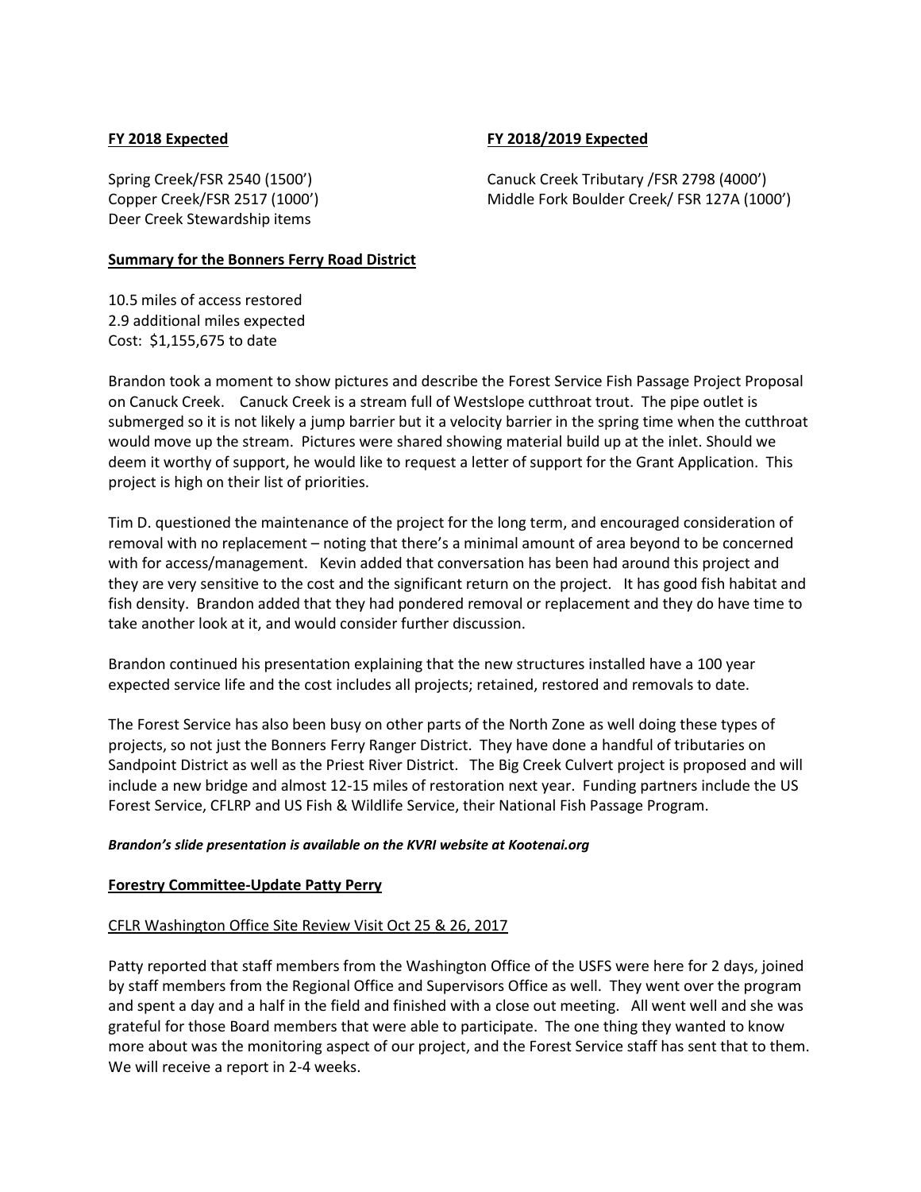**FY 2018 Expected**

Spring Creek/FSR 2540 (1500')
Copper Creek/FSR 2517 (1000')
Deer Creek Stewardship items

**FY 2018/2019 Expected**

Canuck Creek Tributary /FSR 2798 (4000')
Middle Fork Boulder Creek/ FSR 127A (1000')

**Summary for the Bonners Ferry Road District**

10.5 miles of access restored
2.9 additional miles expected
Cost: $1,155,675 to date

Brandon took a moment to show pictures and describe the Forest Service Fish Passage Project Proposal on Canuck Creek. Canuck Creek is a stream full of Westslope cutthroat trout. The pipe outlet is submerged so it is not likely a jump barrier but it a velocity barrier in the spring time when the cutthroat would move up the stream. Pictures were shared showing material build up at the inlet. Should we deem it worthy of support, he would like to request a letter of support for the Grant Application. This project is high on their list of priorities.

Tim D. questioned the maintenance of the project for the long term, and encouraged consideration of removal with no replacement – noting that there's a minimal amount of area beyond to be concerned with for access/management. Kevin added that conversation has been had around this project and they are very sensitive to the cost and the significant return on the project. It has good fish habitat and fish density. Brandon added that they had pondered removal or replacement and they do have time to take another look at it, and would consider further discussion.

Brandon continued his presentation explaining that the new structures installed have a 100 year expected service life and the cost includes all projects; retained, restored and removals to date.

The Forest Service has also been busy on other parts of the North Zone as well doing these types of projects, so not just the Bonners Ferry Ranger District. They have done a handful of tributaries on Sandpoint District as well as the Priest River District. The Big Creek Culvert project is proposed and will include a new bridge and almost 12-15 miles of restoration next year. Funding partners include the US Forest Service, CFLRP and US Fish & Wildlife Service, their National Fish Passage Program.

***Brandon's slide presentation is available on the KVRI website at Kootenai.org***

**Forestry Committee-Update Patty Perry**

CFLR Washington Office Site Review Visit Oct 25 & 26, 2017

Patty reported that staff members from the Washington Office of the USFS were here for 2 days, joined by staff members from the Regional Office and Supervisors Office as well. They went over the program and spent a day and a half in the field and finished with a close out meeting. All went well and she was grateful for those Board members that were able to participate. The one thing they wanted to know more about was the monitoring aspect of our project, and the Forest Service staff has sent that to them. We will receive a report in 2-4 weeks.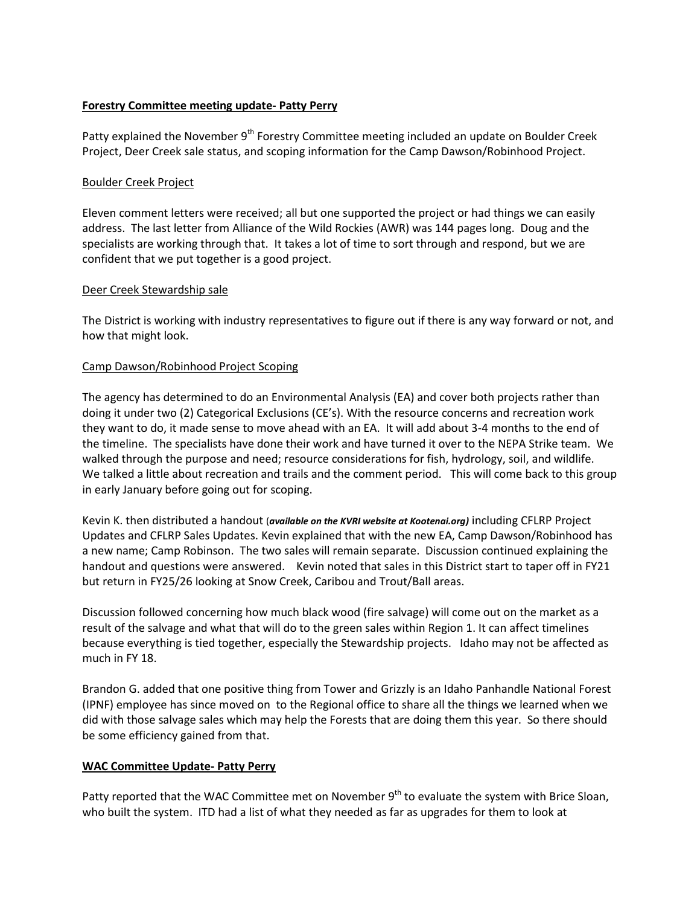**Forestry Committee meeting update- Patty Perry**

Patty explained the November 9th Forestry Committee meeting included an update on Boulder Creek Project, Deer Creek sale status, and scoping information for the Camp Dawson/Robinhood Project.

Boulder Creek Project

Eleven comment letters were received; all but one supported the project or had things we can easily address. The last letter from Alliance of the Wild Rockies (AWR) was 144 pages long. Doug and the specialists are working through that. It takes a lot of time to sort through and respond, but we are confident that we put together is a good project.

Deer Creek Stewardship sale

The District is working with industry representatives to figure out if there is any way forward or not, and how that might look.

Camp Dawson/Robinhood Project Scoping

The agency has determined to do an Environmental Analysis (EA) and cover both projects rather than doing it under two (2) Categorical Exclusions (CE's). With the resource concerns and recreation work they want to do, it made sense to move ahead with an EA. It will add about 3-4 months to the end of the timeline. The specialists have done their work and have turned it over to the NEPA Strike team. We walked through the purpose and need; resource considerations for fish, hydrology, soil, and wildlife. We talked a little about recreation and trails and the comment period. This will come back to this group in early January before going out for scoping.

Kevin K. then distributed a handout (***available on the KVRI website at Kootenai.org)*** including CFLRP Project Updates and CFLRP Sales Updates. Kevin explained that with the new EA, Camp Dawson/Robinhood has a new name; Camp Robinson. The two sales will remain separate. Discussion continued explaining the handout and questions were answered. Kevin noted that sales in this District start to taper off in FY21 but return in FY25/26 looking at Snow Creek, Caribou and Trout/Ball areas.

Discussion followed concerning how much black wood (fire salvage) will come out on the market as a result of the salvage and what that will do to the green sales within Region 1. It can affect timelines because everything is tied together, especially the Stewardship projects. Idaho may not be affected as much in FY 18.

Brandon G. added that one positive thing from Tower and Grizzly is an Idaho Panhandle National Forest (IPNF) employee has since moved on to the Regional office to share all the things we learned when we did with those salvage sales which may help the Forests that are doing them this year. So there should be some efficiency gained from that.

**WAC Committee Update- Patty Perry**

Patty reported that the WAC Committee met on November 9th to evaluate the system with Brice Sloan, who built the system. ITD had a list of what they needed as far as upgrades for them to look at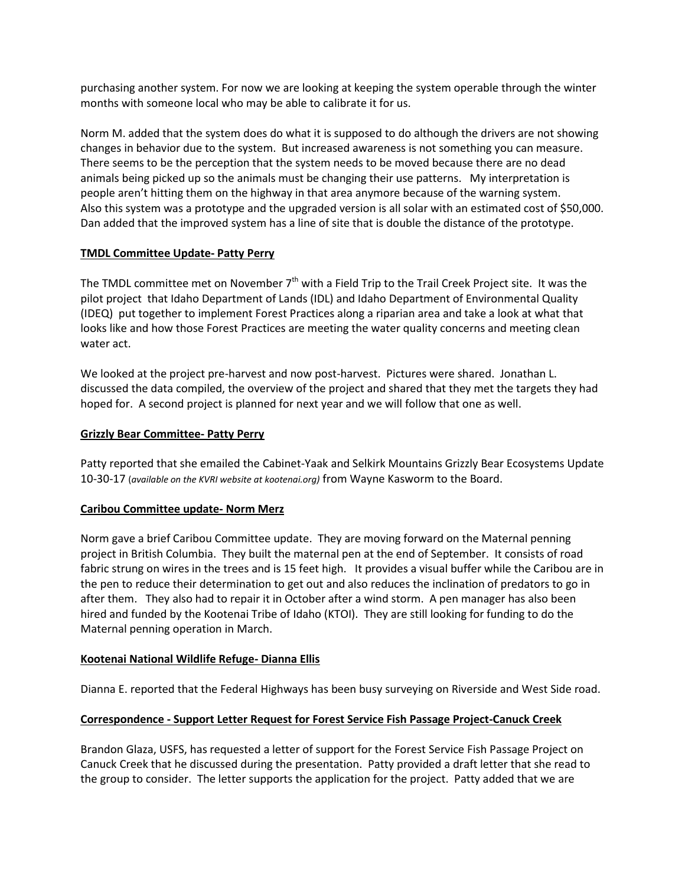purchasing another system. For now we are looking at keeping the system operable through the winter months with someone local who may be able to calibrate it for us.

Norm M. added that the system does do what it is supposed to do although the drivers are not showing changes in behavior due to the system. But increased awareness is not something you can measure. There seems to be the perception that the system needs to be moved because there are no dead animals being picked up so the animals must be changing their use patterns. My interpretation is people aren't hitting them on the highway in that area anymore because of the warning system. Also this system was a prototype and the upgraded version is all solar with an estimated cost of $50,000. Dan added that the improved system has a line of site that is double the distance of the prototype.

**TMDL Committee Update- Patty Perry**

The TMDL committee met on November 7th with a Field Trip to the Trail Creek Project site. It was the pilot project that Idaho Department of Lands (IDL) and Idaho Department of Environmental Quality (IDEQ) put together to implement Forest Practices along a riparian area and take a look at what that looks like and how those Forest Practices are meeting the water quality concerns and meeting clean water act.

We looked at the project pre-harvest and now post-harvest. Pictures were shared. Jonathan L. discussed the data compiled, the overview of the project and shared that they met the targets they had hoped for. A second project is planned for next year and we will follow that one as well.

**Grizzly Bear Committee- Patty Perry**

Patty reported that she emailed the Cabinet-Yaak and Selkirk Mountains Grizzly Bear Ecosystems Update 10-30-17 (*available on the KVRI website at kootenai.org)* from Wayne Kasworm to the Board.

**Caribou Committee update- Norm Merz**

Norm gave a brief Caribou Committee update. They are moving forward on the Maternal penning project in British Columbia. They built the maternal pen at the end of September. It consists of road fabric strung on wires in the trees and is 15 feet high. It provides a visual buffer while the Caribou are in the pen to reduce their determination to get out and also reduces the inclination of predators to go in after them. They also had to repair it in October after a wind storm. A pen manager has also been hired and funded by the Kootenai Tribe of Idaho (KTOI). They are still looking for funding to do the Maternal penning operation in March.

**Kootenai National Wildlife Refuge- Dianna Ellis**

Dianna E. reported that the Federal Highways has been busy surveying on Riverside and West Side road.

**Correspondence - Support Letter Request for Forest Service Fish Passage Project-Canuck Creek**

Brandon Glaza, USFS, has requested a letter of support for the Forest Service Fish Passage Project on Canuck Creek that he discussed during the presentation. Patty provided a draft letter that she read to the group to consider. The letter supports the application for the project. Patty added that we are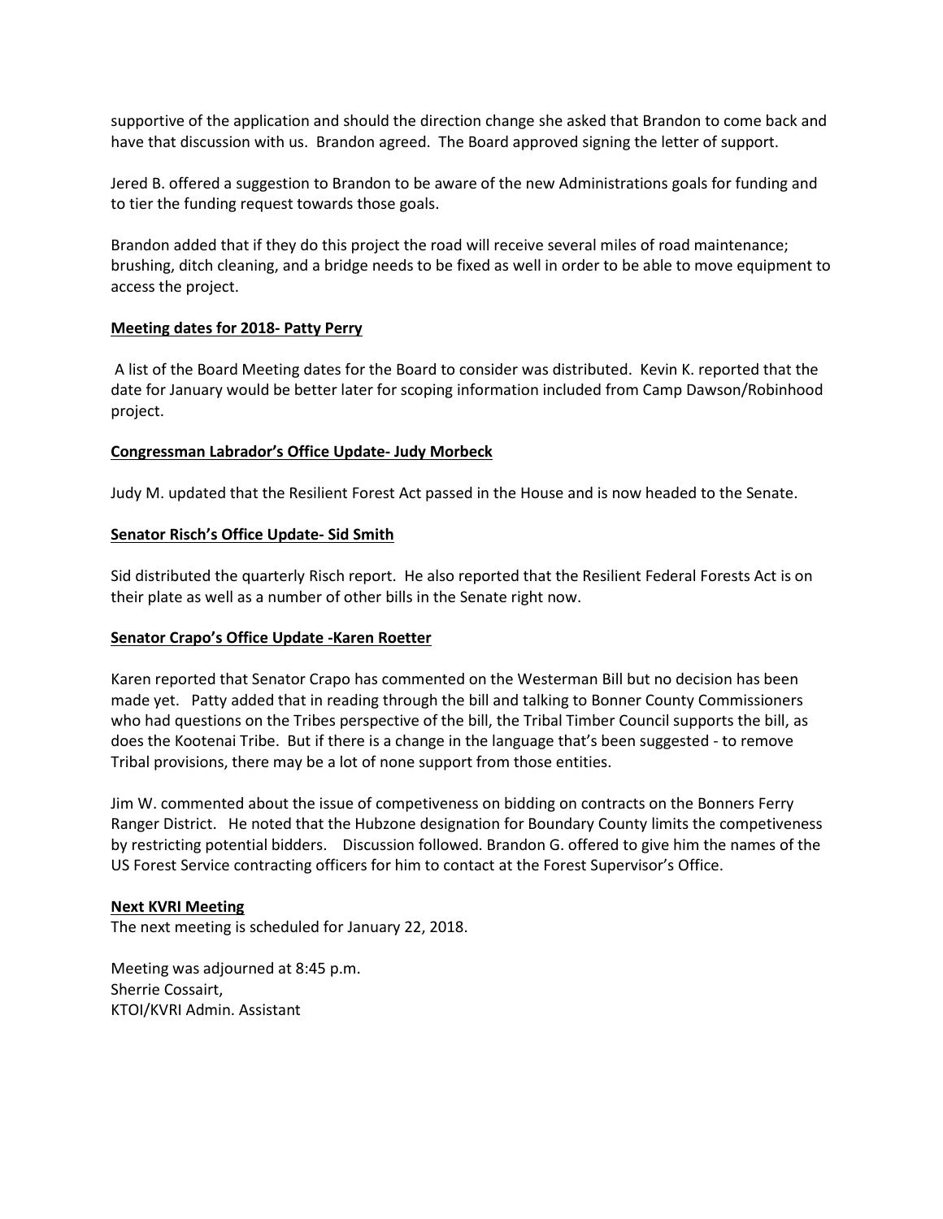supportive of the application and should the direction change she asked that Brandon to come back and have that discussion with us. Brandon agreed. The Board approved signing the letter of support.

Jered B. offered a suggestion to Brandon to be aware of the new Administrations goals for funding and to tier the funding request towards those goals.

Brandon added that if they do this project the road will receive several miles of road maintenance; brushing, ditch cleaning, and a bridge needs to be fixed as well in order to be able to move equipment to access the project.

**Meeting dates for 2018- Patty Perry**

A list of the Board Meeting dates for the Board to consider was distributed. Kevin K. reported that the date for January would be better later for scoping information included from Camp Dawson/Robinhood project.

**Congressman Labrador's Office Update- Judy Morbeck**

Judy M. updated that the Resilient Forest Act passed in the House and is now headed to the Senate.

**Senator Risch's Office Update- Sid Smith**

Sid distributed the quarterly Risch report. He also reported that the Resilient Federal Forests Act is on their plate as well as a number of other bills in the Senate right now.

**Senator Crapo's Office Update -Karen Roetter**

Karen reported that Senator Crapo has commented on the Westerman Bill but no decision has been made yet. Patty added that in reading through the bill and talking to Bonner County Commissioners who had questions on the Tribes perspective of the bill, the Tribal Timber Council supports the bill, as does the Kootenai Tribe. But if there is a change in the language that's been suggested - to remove Tribal provisions, there may be a lot of none support from those entities.

Jim W. commented about the issue of competiveness on bidding on contracts on the Bonners Ferry Ranger District. He noted that the Hubzone designation for Boundary County limits the competiveness by restricting potential bidders. Discussion followed. Brandon G. offered to give him the names of the US Forest Service contracting officers for him to contact at the Forest Supervisor's Office.

**Next KVRI Meeting**

The next meeting is scheduled for January 22, 2018.

Meeting was adjourned at 8:45 p.m.
Sherrie Cossairt,
KTOI/KVRI Admin. Assistant